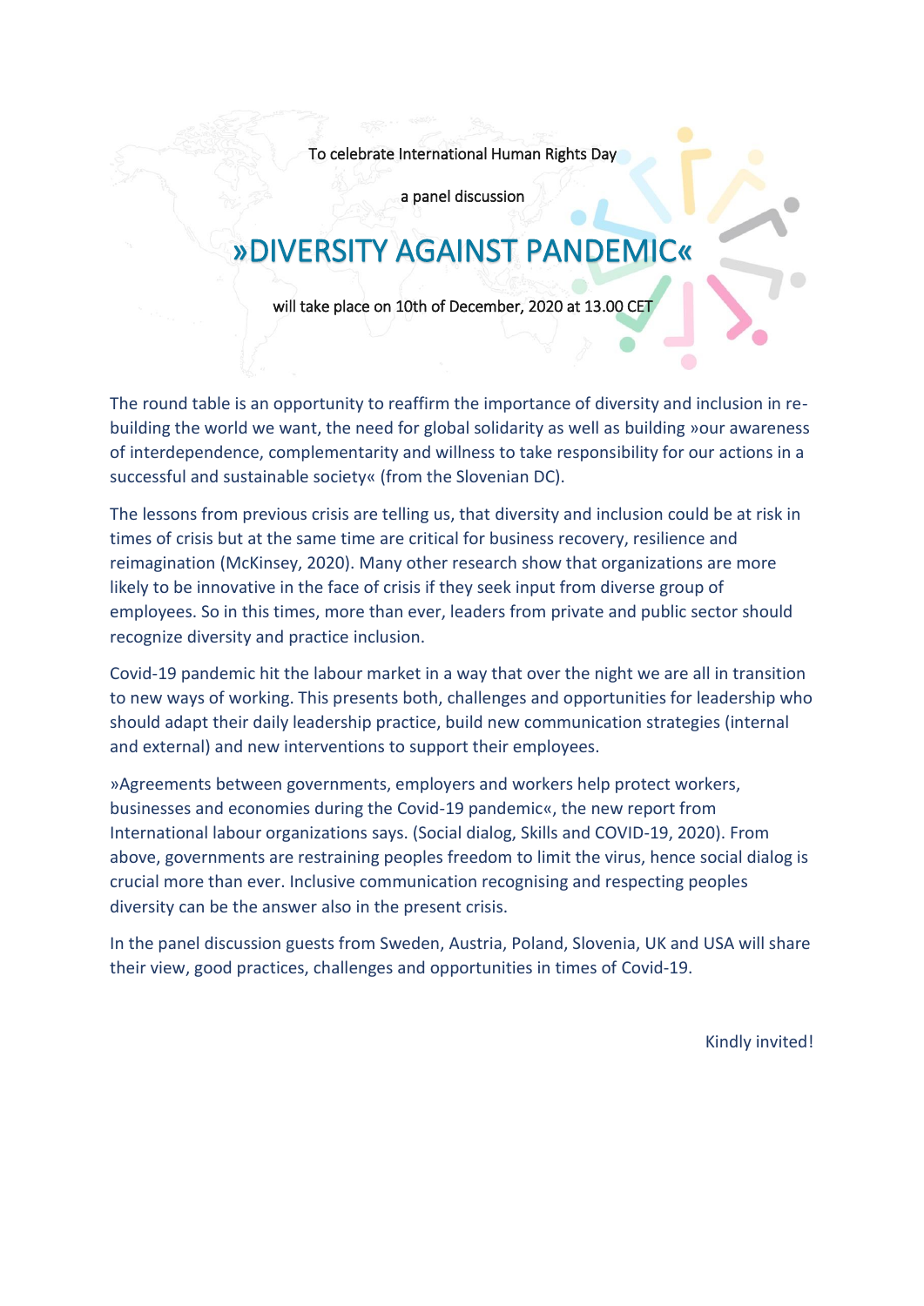To celebrate International Human Rights Day

a panel discussion

# »DIVERSITY AGAINST PANDEMIC«

will take place on 10th of December, 2020 at 13.00 CET

The round table is an opportunity to reaffirm the importance of diversity and inclusion in re-building the world we want, the need for global solidarity as well as building »our awareness of interdependence, complementarity and willness to take responsibility for our actions in a successful and sustainable society« (from the Slovenian DC).

The lessons from previous crisis are telling us, that diversity and inclusion could be at risk in times of crisis but at the same time are critical for business recovery, resilience and reimagination (McKinsey, 2020). Many other research show that organizations are more likely to be innovative in the face of crisis if they seek input from diverse group of employees. So in this times, more than ever, leaders from private and public sector should recognize diversity and practice inclusion.

Covid-19 pandemic hit the labour market in a way that over the night we are all in transition to new ways of working. This presents both, challenges and opportunities for leadership who should adapt their daily leadership practice, build new communication strategies (internal and external) and new interventions to support their employees.

»Agreements between governments, employers and workers help protect workers, businesses and economies during the Covid-19 pandemic«, the new report from International labour organizations says. (Social dialog, Skills and COVID-19, 2020). From above, governments are restraining peoples freedom to limit the virus, hence social dialog is crucial more than ever. Inclusive communication recognising and respecting peoples diversity can be the answer also in the present crisis.

In the panel discussion guests from Sweden, Austria, Poland, Slovenia, UK and USA will share their view, good practices, challenges and opportunities in times of Covid-19.

Kindly invited!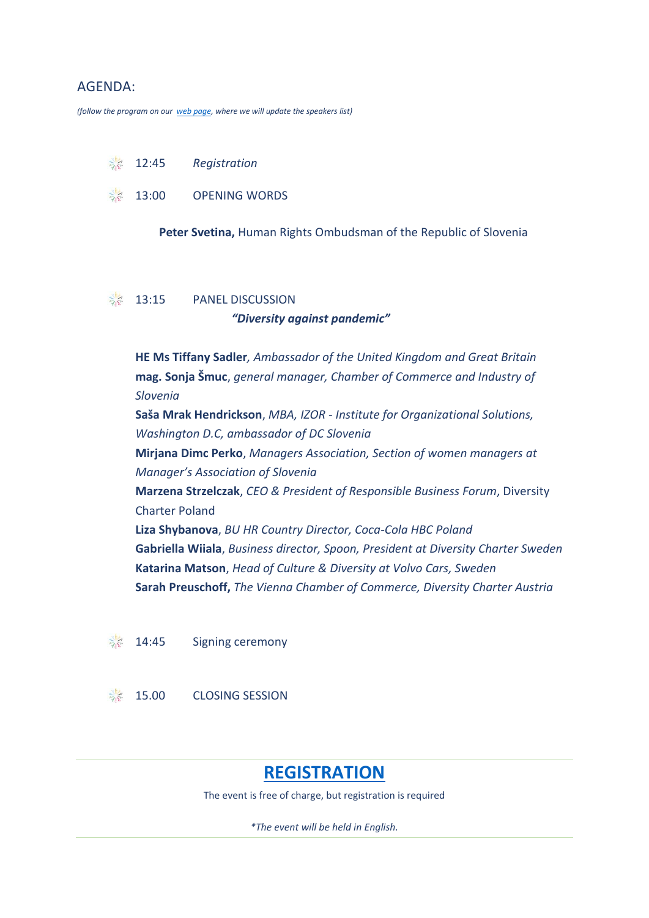## AGENDA:

*(follow the program on our web page, where we will update the speakers list)*

- 12:45 *Registration*
- 13:00 OPENING WORDS

  **Peter Svetina,** Human Rights Ombudsman of the Republic of Slovenia

- 13:15 PANEL DISCUSSION

  ***"Diversity against pandemic"***

  **HE Ms Tiffany Sadler**, *Ambassador of the United Kingdom and Great Britain*
  **mag. Sonja Šmuc**, *general manager, Chamber of Commerce and Industry of Slovenia*
  **Saša Mrak Hendrickson**, *MBA, IZOR - Institute for Organizational Solutions, Washington D.C, ambassador of DC Slovenia*
  **Mirjana Dimc Perko**, *Managers Association, Section of women managers at Manager's Association of Slovenia*
  **Marzena Strzelczak**, *CEO & President of Responsible Business Forum*, Diversity Charter Poland
  **Liza Shybanova**, *BU HR Country Director, Coca-Cola HBC Poland*
  **Gabriella Wiiala**, *Business director, Spoon, President at Diversity Charter Sweden*
  **Katarina Matson**, *Head of Culture & Diversity at Volvo Cars, Sweden*
  **Sarah Preuschoff,** *The Vienna Chamber of Commerce, Diversity Charter Austria*

- 14:45 Signing ceremony
- 15.00 CLOSING SESSION

---

## REGISTRATION

The event is free of charge, but registration is required

*\*The event will be held in English.*

---